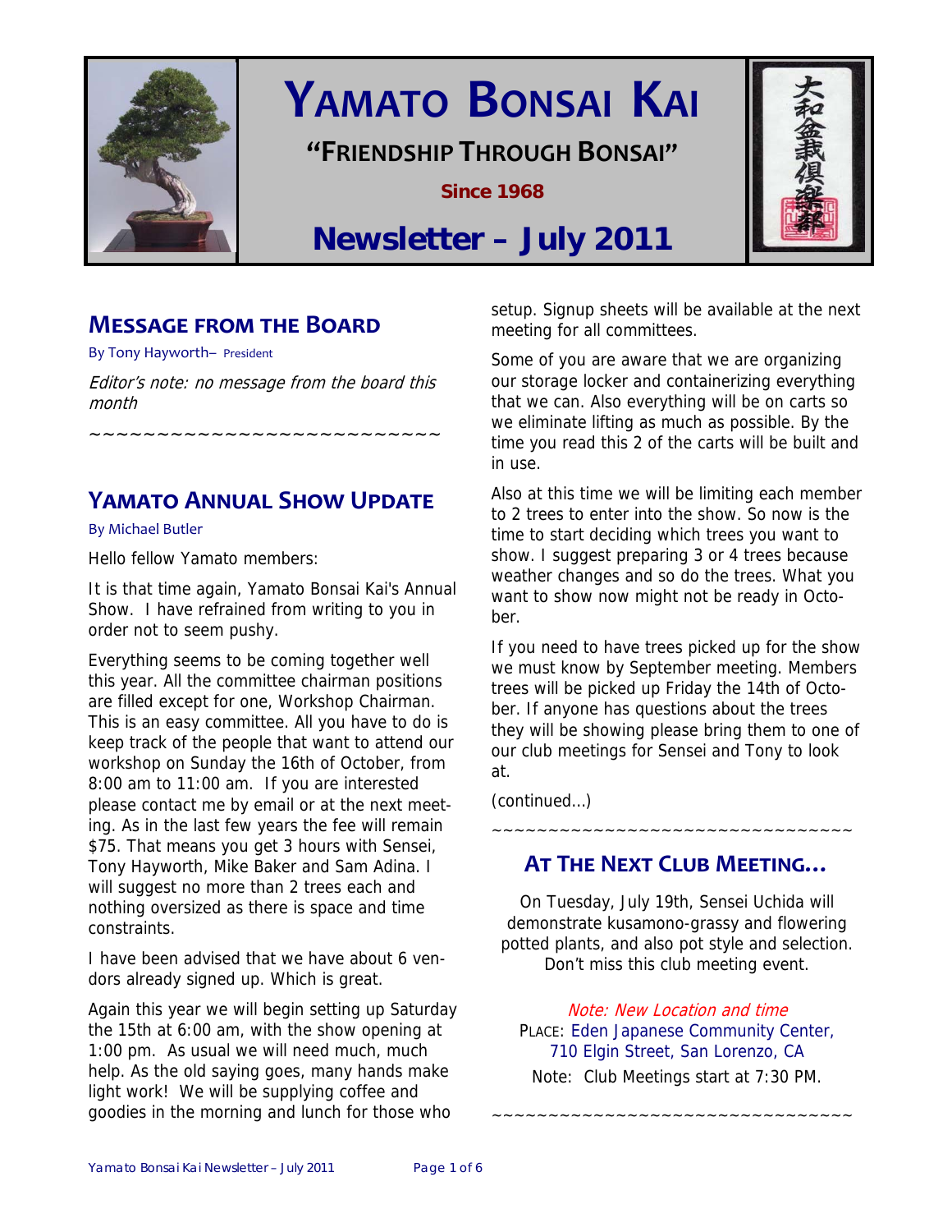# YAMATO BONSAI KAI

**"FRIENDSHIP THROUGH BONSAI"**

**Since 1968**

## Newsletter – July 2011

大和盆栽倶楽部

## MESSAGE FROM THE BOARD

By Tony Hayworth– President

*Editor's note: no message from the board this month*

~~~~~~~~~~~~~~~~~~~~~~~~~~

## YAMATO ANNUAL SHOW UPDATE

By Michael Butler

Hello fellow Yamato members:

It is that time again, Yamato Bonsai Kai's Annual Show. I have refrained from writing to you in order not to seem pushy.

Everything seems to be coming together well this year. All the committee chairman positions are filled except for one, Workshop Chairman. This is an easy committee. All you have to do is keep track of the people that want to attend our workshop on Sunday the 16th of October, from 8:00 am to 11:00 am. If you are interested please contact me by email or at the next meeting. As in the last few years the fee will remain $75. That means you get 3 hours with Sensei, Tony Hayworth, Mike Baker and Sam Adina. I will suggest no more than 2 trees each and nothing oversized as there is space and time constraints.

I have been advised that we have about 6 vendors already signed up. Which is great.

Again this year we will begin setting up Saturday the 15th at 6:00 am, with the show opening at 1:00 pm. As usual we will need much, much help. As the old saying goes, many hands make light work! We will be supplying coffee and goodies in the morning and lunch for those who setup. Signup sheets will be available at the next meeting for all committees.

Some of you are aware that we are organizing our storage locker and containerizing everything that we can. Also everything will be on carts so we eliminate lifting as much as possible. By the time you read this 2 of the carts will be built and in use.

Also at this time we will be limiting each member to 2 trees to enter into the show. So now is the time to start deciding which trees you want to show. I suggest preparing 3 or 4 trees because weather changes and so do the trees. What you want to show now might not be ready in October.

If you need to have trees picked up for the show we must know by September meeting. Members trees will be picked up Friday the 14th of October. If anyone has questions about the trees they will be showing please bring them to one of our club meetings for Sensei and Tony to look at.

(continued…)

~~~~~~~~~~~~~~~~~~~~~~~~~~~~~~~~

## AT THE NEXT CLUB MEETING…

On Tuesday, July 19th, Sensei Uchida will demonstrate kusamono-grassy and flowering potted plants, and also pot style and selection. Don't miss this club meeting event.

*Note: New Location and time*

PLACE: Eden Japanese Community Center, 710 Elgin Street, San Lorenzo, CA

Note: Club Meetings start at 7:30 PM.

~~~~~~~~~~~~~~~~~~~~~~~~~~~~~~~~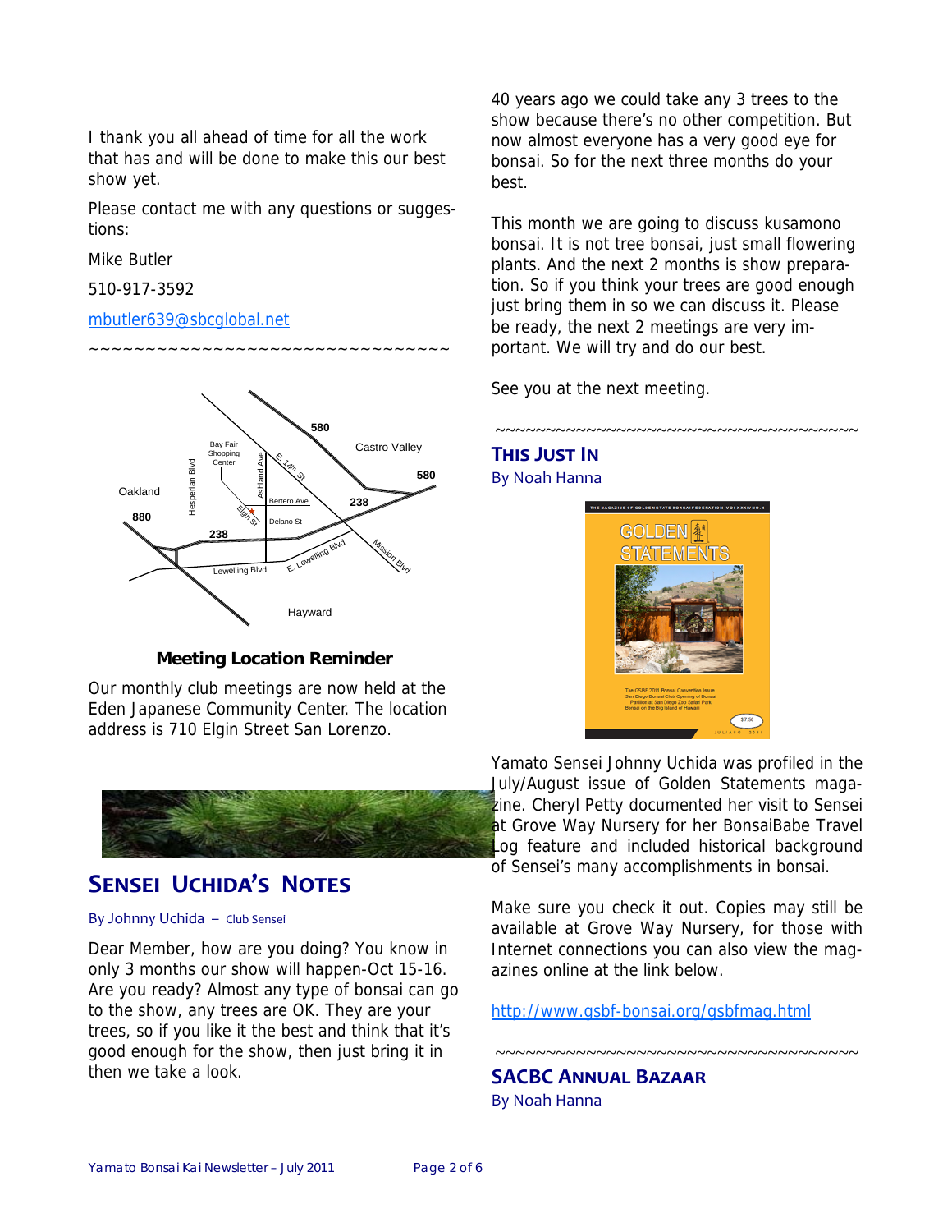I thank you all ahead of time for all the work that has and will be done to make this our best show yet.

Please contact me with any questions or suggestions:

Mike Butler

510-917-3592

mbutler639@sbcglobal.net

~~~~~~~~~~~~~~~~~~~~~~~~~~~~~~~~~

**Meeting Location Reminder**

Our monthly club meetings are now held at the Eden Japanese Community Center. The location address is 710 Elgin Street San Lorenzo.

## Sensei Uchida's Notes

By Johnny Uchida – Club Sensei

Dear Member, how are you doing? You know in only 3 months our show will happen-Oct 15-16. Are you ready? Almost any type of bonsai can go to the show, any trees are OK. They are your trees, so if you like it the best and think that it's good enough for the show, then just bring it in then we take a look.

40 years ago we could take any 3 trees to the show because there's no other competition. But now almost everyone has a very good eye for bonsai. So for the next three months do your best.

This month we are going to discuss kusamono bonsai. It is not tree bonsai, just small flowering plants. And the next 2 months is show preparation. So if you think your trees are good enough just bring them in so we can discuss it. Please be ready, the next 2 meetings are very important. We will try and do our best.

See you at the next meeting.

~~~~~~~~~~~~~~~~~~~~~~~~~~~~~~~~~~~~~~

## This Just In

By Noah Hanna

Yamato Sensei Johnny Uchida was profiled in the July/August issue of Golden Statements magazine. Cheryl Petty documented her visit to Sensei at Grove Way Nursery for her BonsaiBabe Travel Log feature and included historical background of Sensei's many accomplishments in bonsai.

Make sure you check it out. Copies may still be available at Grove Way Nursery, for those with Internet connections you can also view the magazines online at the link below.

http://www.gsbf-bonsai.org/gsbfmag.html

~~~~~~~~~~~~~~~~~~~~~~~~~~~~~~~~~~~~~~

## SACBC Annual Bazaar

By Noah Hanna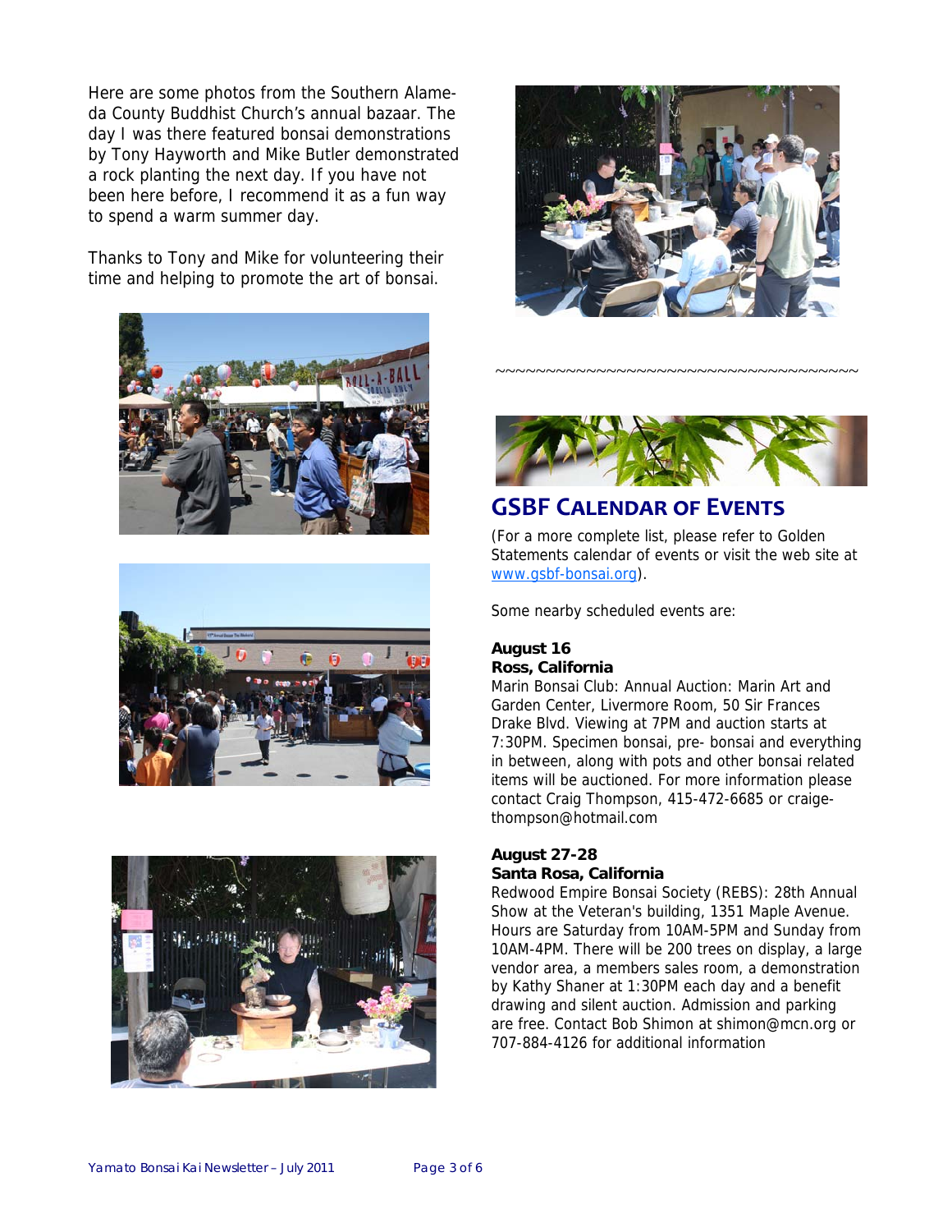Here are some photos from the Southern Alameda County Buddhist Church's annual bazaar. The day I was there featured bonsai demonstrations by Tony Hayworth and Mike Butler demonstrated a rock planting the next day. If you have not been here before, I recommend it as a fun way to spend a warm summer day.

Thanks to Tony and Mike for volunteering their time and helping to promote the art of bonsai.

~~~~~~~~~~~~~~~~~~~~~~~~~~~~~~~~~~~~~~~~~~~~

## GSBF Calendar of Events

(For a more complete list, please refer to Golden Statements calendar of events or visit the web site at www.gsbf-bonsai.org).

Some nearby scheduled events are:

**August 16**
**Ross, California**
Marin Bonsai Club: Annual Auction: Marin Art and Garden Center, Livermore Room, 50 Sir Frances Drake Blvd. Viewing at 7PM and auction starts at 7:30PM. Specimen bonsai, pre- bonsai and everything in between, along with pots and other bonsai related items will be auctioned. For more information please contact Craig Thompson, 415-472-6685 or craige-thompson@hotmail.com

**August 27-28**
**Santa Rosa, California**
Redwood Empire Bonsai Society (REBS): 28th Annual Show at the Veteran's building, 1351 Maple Avenue. Hours are Saturday from 10AM-5PM and Sunday from 10AM-4PM. There will be 200 trees on display, a large vendor area, a members sales room, a demonstration by Kathy Shaner at 1:30PM each day and a benefit drawing and silent auction. Admission and parking are free. Contact Bob Shimon at shimon@mcn.org or 707-884-4126 for additional information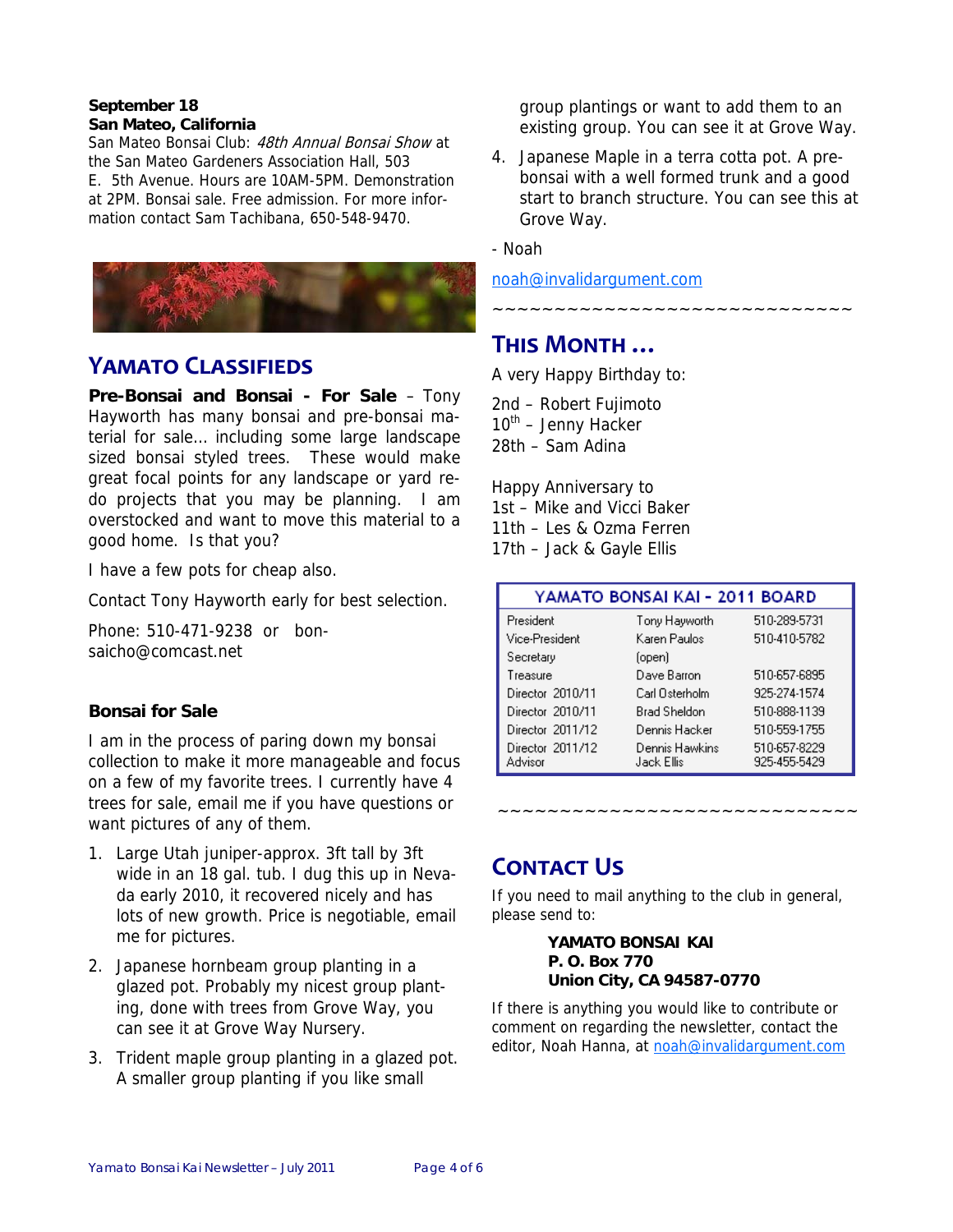**September 18**
**San Mateo, California**
San Mateo Bonsai Club: *48th Annual Bonsai Show* at the San Mateo Gardeners Association Hall, 503 E. 5th Avenue. Hours are 10AM-5PM. Demonstration at 2PM. Bonsai sale. Free admission. For more information contact Sam Tachibana, 650-548-9470.

## YAMATO CLASSIFIEDS

**Pre-Bonsai and Bonsai - For Sale** – Tony Hayworth has many bonsai and pre-bonsai material for sale… including some large landscape sized bonsai styled trees. These would make great focal points for any landscape or yard re-do projects that you may be planning. I am overstocked and want to move this material to a good home. Is that you?

I have a few pots for cheap also.

Contact Tony Hayworth early for best selection.

Phone: 510-471-9238 or bonsaicho@comcast.net

### Bonsai for Sale

I am in the process of paring down my bonsai collection to make it more manageable and focus on a few of my favorite trees. I currently have 4 trees for sale, email me if you have questions or want pictures of any of them.

1. Large Utah juniper-approx. 3ft tall by 3ft wide in an 18 gal. tub. I dug this up in Nevada early 2010, it recovered nicely and has lots of new growth. Price is negotiable, email me for pictures.
2. Japanese hornbeam group planting in a glazed pot. Probably my nicest group planting, done with trees from Grove Way, you can see it at Grove Way Nursery.
3. Trident maple group planting in a glazed pot. A smaller group planting if you like small group plantings or want to add them to an existing group. You can see it at Grove Way.
4. Japanese Maple in a terra cotta pot. A pre-bonsai with a well formed trunk and a good start to branch structure. You can see this at Grove Way.

- Noah

noah@invalidargument.com

~~~~~~~~~~~~~~~~~~~~~~~~~~~~~~

## THIS MONTH …

A very Happy Birthday to:

2nd – Robert Fujimoto
10th – Jenny Hacker
28th – Sam Adina

Happy Anniversary to
1st – Mike and Vicci Baker
11th – Les & Ozma Ferren
17th – Jack & Gayle Ellis

| YAMATO BONSAI KAI - 2011 BOARD | | |
|---|---|---|
| President | Tony Hayworth | 510-289-5731 |
| Vice-President | Karen Paulos | 510-410-5782 |
| Secretary | (open) | |
| Treasure | Dave Barron | 510-657-6895 |
| Director 2010/11 | Carl Osterholm | 925-274-1574 |
| Director 2010/11 | Brad Sheldon | 510-888-1139 |
| Director 2011/12 | Dennis Hacker | 510-559-1755 |
| Director 2011/12 | Dennis Hawkins | 510-657-8229 |
| Advisor | Jack Ellis | 925-455-5429 |

~~~~~~~~~~~~~~~~~~~~~~~~~~~~~~

## CONTACT US

If you need to mail anything to the club in general, please send to:

**YAMATO BONSAI KAI**
**P. O. Box 770**
**Union City, CA 94587-0770**

If there is anything you would like to contribute or comment on regarding the newsletter, contact the editor, Noah Hanna, at noah@invalidargument.com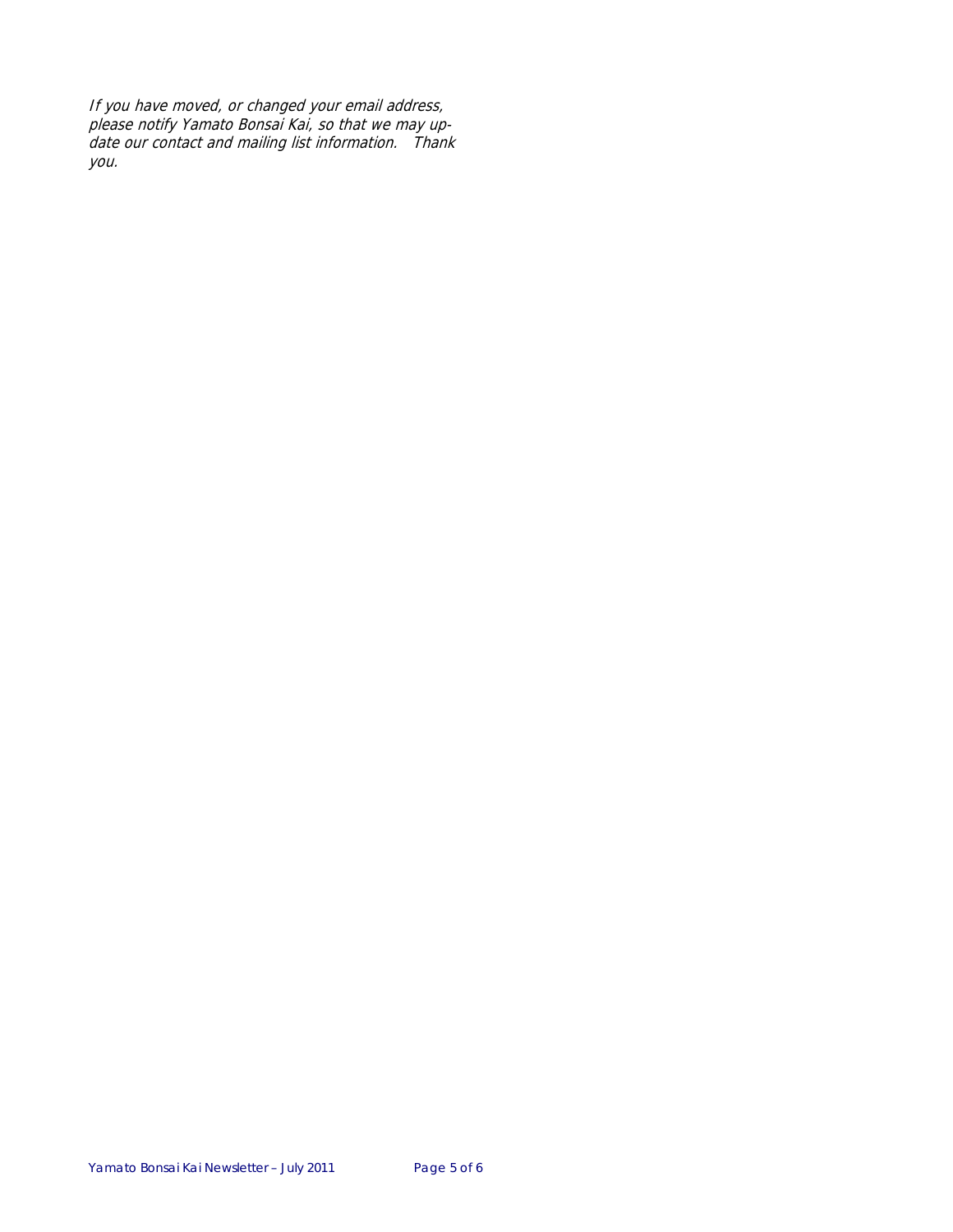*If you have moved, or changed your email address, please notify Yamato Bonsai Kai, so that we may update our contact and mailing list information. Thank you.*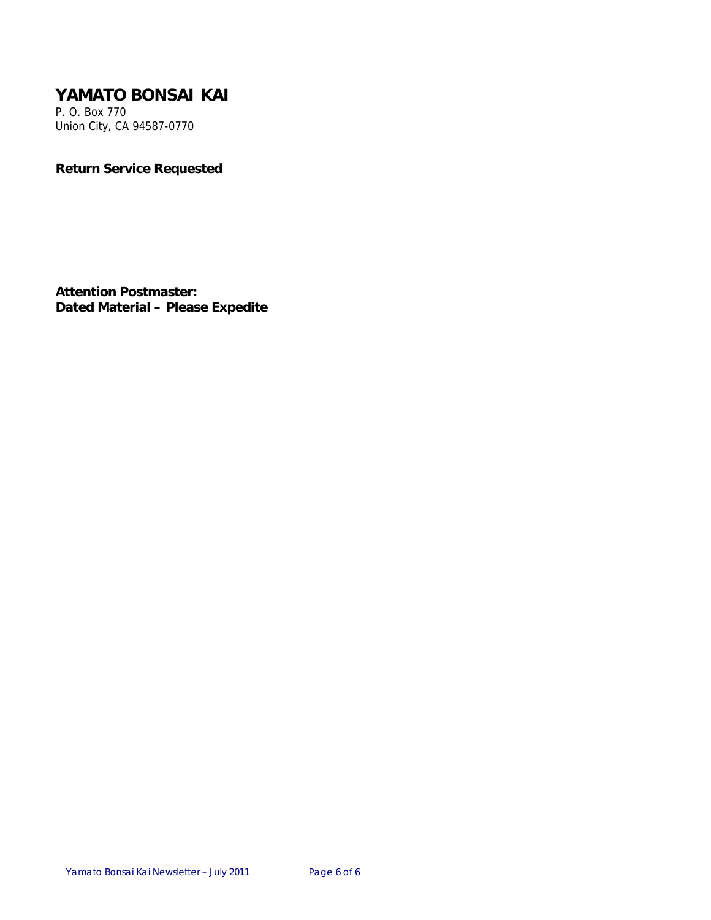# YAMATO BONSAI KAI

P. O. Box 770
Union City, CA 94587-0770

**Return Service Requested**

**Attention Postmaster:**
**Dated Material – Please Expedite**